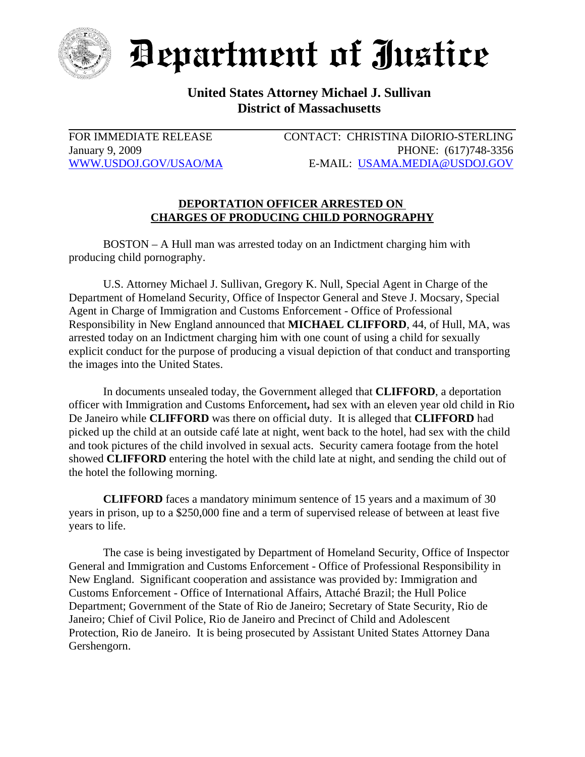# Department of Justice

## United States Attorney Michael J. Sullivan
## District of Massachusetts

FOR IMMEDIATE RELEASE
January 9, 2009
WWW.USDOJ.GOV/USAO/MA

CONTACT: CHRISTINA DiIORIO-STERLING
PHONE: (617)748-3356
E-MAIL: USAMA.MEDIA@USDOJ.GOV

### DEPORTATION OFFICER ARRESTED ON CHARGES OF PRODUCING CHILD PORNOGRAPHY

BOSTON – A Hull man was arrested today on an Indictment charging him with producing child pornography.

U.S. Attorney Michael J. Sullivan, Gregory K. Null, Special Agent in Charge of the Department of Homeland Security, Office of Inspector General and Steve J. Mocsary, Special Agent in Charge of Immigration and Customs Enforcement - Office of Professional Responsibility in New England announced that **MICHAEL CLIFFORD**, 44, of Hull, MA, was arrested today on an Indictment charging him with one count of using a child for sexually explicit conduct for the purpose of producing a visual depiction of that conduct and transporting the images into the United States.

In documents unsealed today, the Government alleged that **CLIFFORD**, a deportation officer with Immigration and Customs Enforcement**,** had sex with an eleven year old child in Rio De Janeiro while **CLIFFORD** was there on official duty. It is alleged that **CLIFFORD** had picked up the child at an outside café late at night, went back to the hotel, had sex with the child and took pictures of the child involved in sexual acts. Security camera footage from the hotel showed **CLIFFORD** entering the hotel with the child late at night, and sending the child out of the hotel the following morning.

**CLIFFORD** faces a mandatory minimum sentence of 15 years and a maximum of 30 years in prison, up to a $250,000 fine and a term of supervised release of between at least five years to life.

The case is being investigated by Department of Homeland Security, Office of Inspector General and Immigration and Customs Enforcement - Office of Professional Responsibility in New England. Significant cooperation and assistance was provided by: Immigration and Customs Enforcement - Office of International Affairs, Attaché Brazil; the Hull Police Department; Government of the State of Rio de Janeiro; Secretary of State Security, Rio de Janeiro; Chief of Civil Police, Rio de Janeiro and Precinct of Child and Adolescent Protection, Rio de Janeiro. It is being prosecuted by Assistant United States Attorney Dana Gershengorn.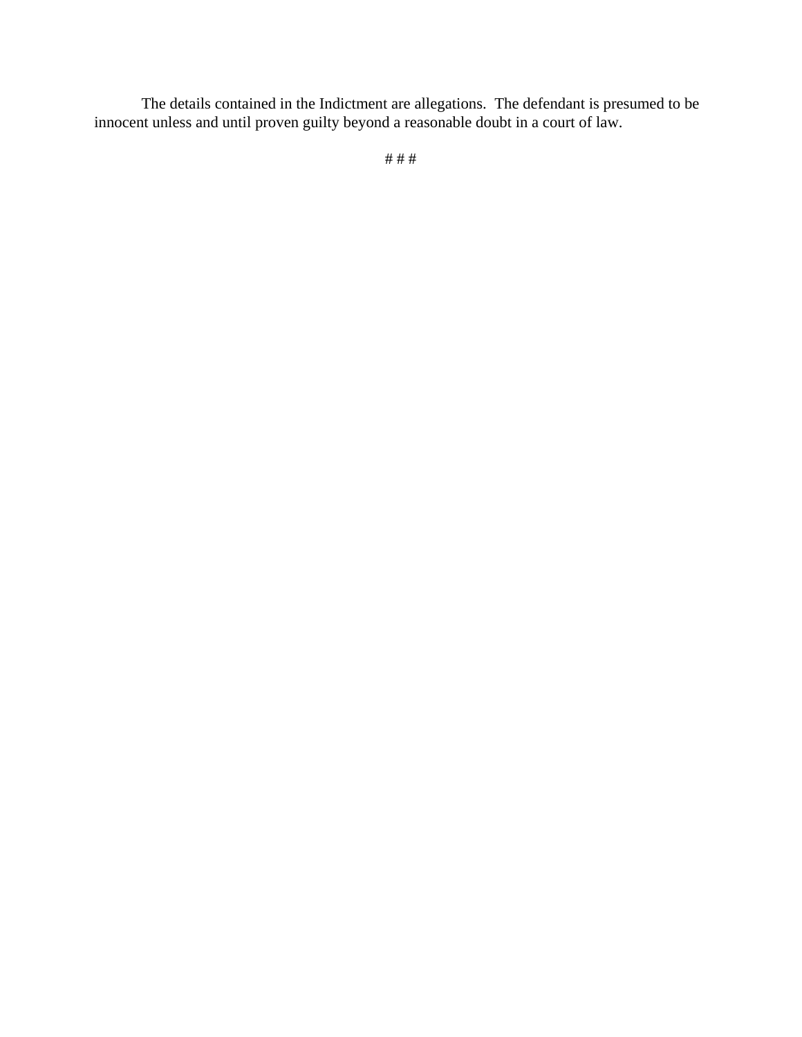The details contained in the Indictment are allegations. The defendant is presumed to be innocent unless and until proven guilty beyond a reasonable doubt in a court of law.

# # #